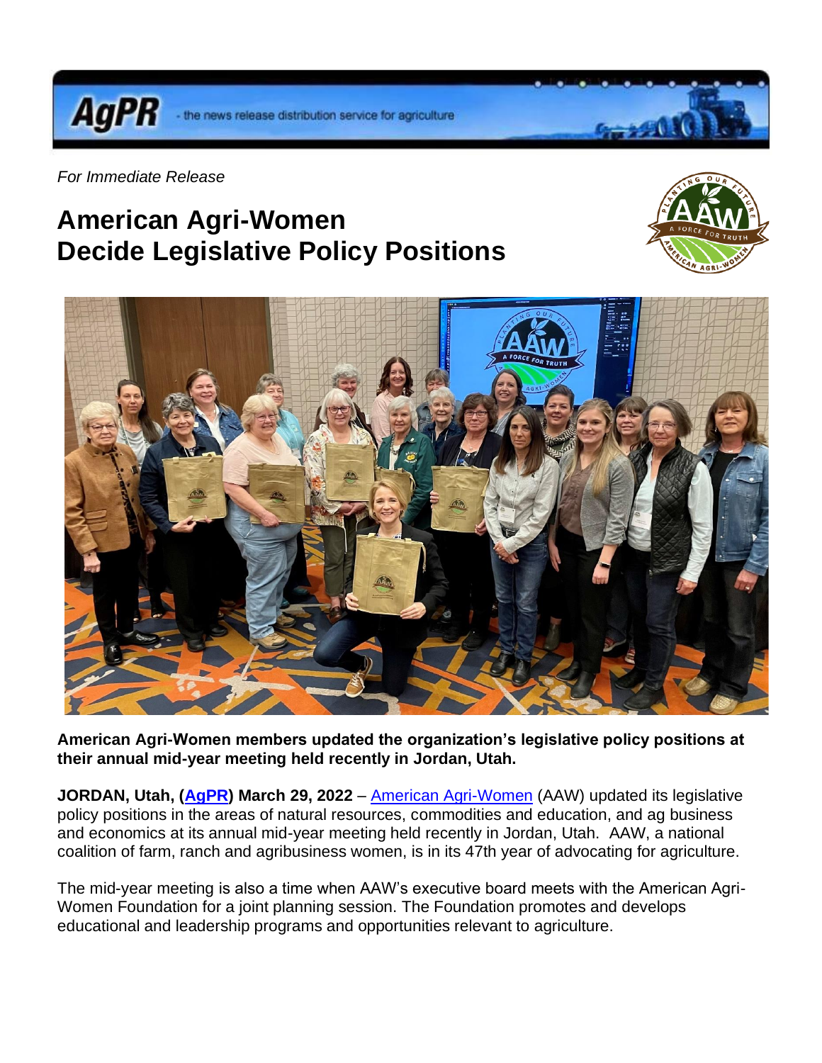*For Immediate Release*

# American Agri-Women Decide Legislative Policy Positions

**American Agri-Women members updated the organization's legislative policy positions at their annual mid-year meeting held recently in Jordan, Utah.**

**JORDAN, Utah, (AgPR) March 29, 2022** – American Agri-Women (AAW) updated its legislative policy positions in the areas of natural resources, commodities and education, and ag business and economics at its annual mid-year meeting held recently in Jordan, Utah. AAW, a national coalition of farm, ranch and agribusiness women, is in its 47th year of advocating for agriculture.

The mid-year meeting is also a time when AAW's executive board meets with the American Agri-Women Foundation for a joint planning session. The Foundation promotes and develops educational and leadership programs and opportunities relevant to agriculture.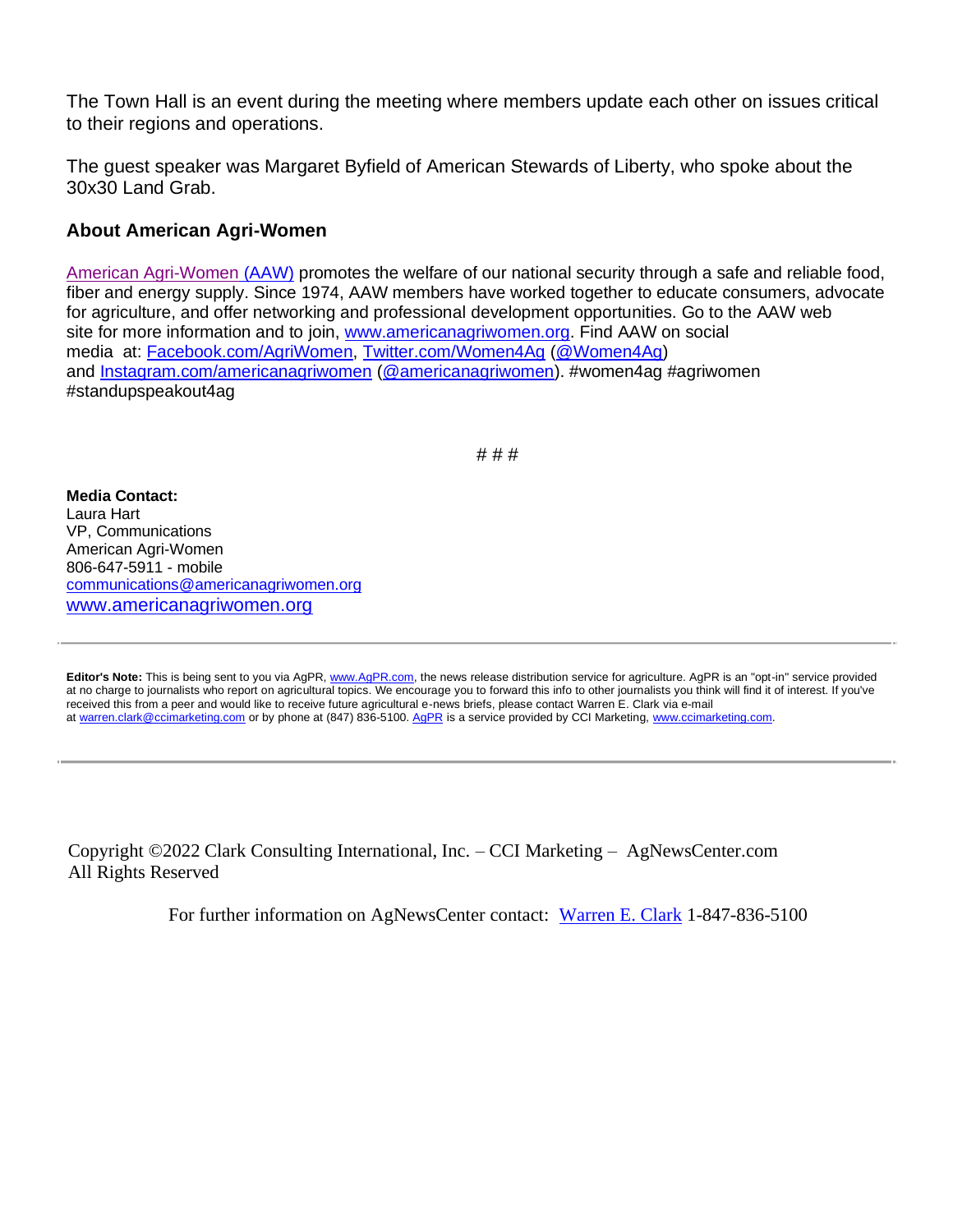The Town Hall is an event during the meeting where members update each other on issues critical to their regions and operations.

The guest speaker was Margaret Byfield of American Stewards of Liberty, who spoke about the 30x30 Land Grab.

### About American Agri-Women

American Agri-Women (AAW) promotes the welfare of our national security through a safe and reliable food, fiber and energy supply. Since 1974, AAW members have worked together to educate consumers, advocate for agriculture, and offer networking and professional development opportunities. Go to the AAW web site for more information and to join, www.americanagriwomen.org. Find AAW on social media at: Facebook.com/AgriWomen, Twitter.com/Women4Ag (@Women4Ag) and Instagram.com/americanagriwomen (@americanagriwomen). #women4ag #agriwomen #standupspeakout4ag

# # #

**Media Contact:**
Laura Hart
VP, Communications
American Agri-Women
806-647-5911 - mobile
communications@americanagriwomen.org
www.americanagriwomen.org

---

**Editor's Note:** This is being sent to you via AgPR, www.AgPR.com, the news release distribution service for agriculture. AgPR is an "opt-in" service provided at no charge to journalists who report on agricultural topics. We encourage you to forward this info to other journalists you think will find it of interest. If you've received this from a peer and would like to receive future agricultural e-news briefs, please contact Warren E. Clark via e-mail at warren.clark@ccimarketing.com or by phone at (847) 836-5100. AgPR is a service provided by CCI Marketing, www.ccimarketing.com.

---

Copyright ©2022 Clark Consulting International, Inc. – CCI Marketing – AgNewsCenter.com
All Rights Reserved

For further information on AgNewsCenter contact: Warren E. Clark 1-847-836-5100